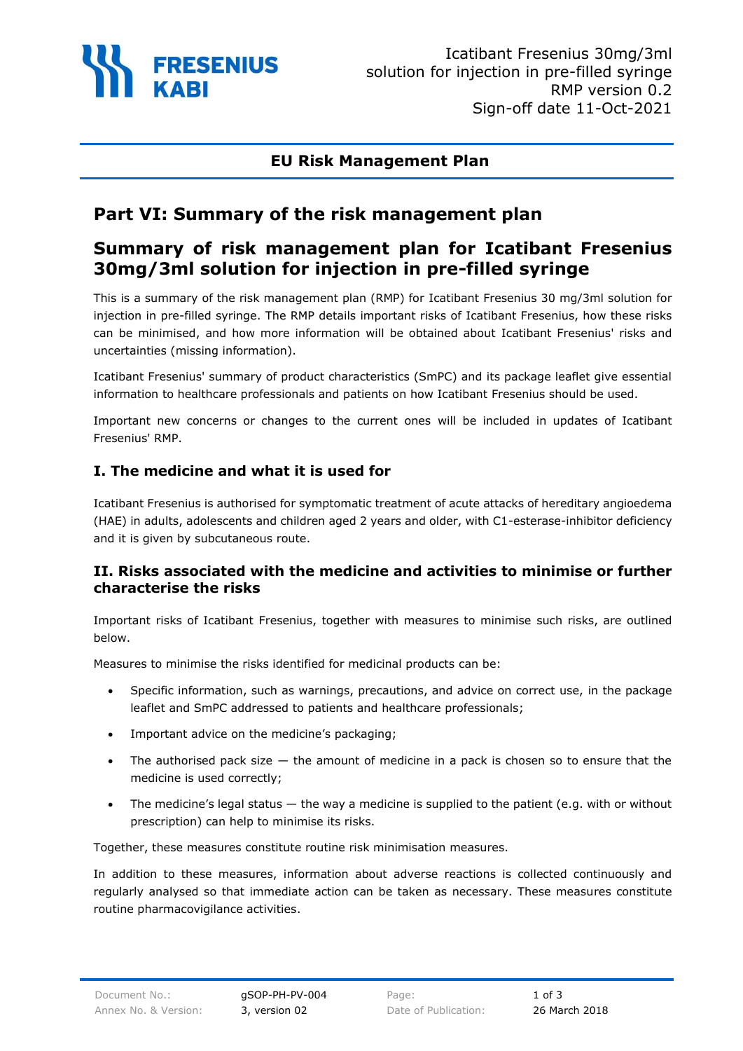# EU Risk Management Plan

## Part VI: Summary of the risk management plan

## Summary of risk management plan for Icatibant Fresenius 30mg/3ml solution for injection in pre-filled syringe

This is a summary of the risk management plan (RMP) for Icatibant Fresenius 30 mg/3ml solution for injection in pre-filled syringe. The RMP details important risks of Icatibant Fresenius, how these risks can be minimised, and how more information will be obtained about Icatibant Fresenius' risks and uncertainties (missing information).

Icatibant Fresenius' summary of product characteristics (SmPC) and its package leaflet give essential information to healthcare professionals and patients on how Icatibant Fresenius should be used.

Important new concerns or changes to the current ones will be included in updates of Icatibant Fresenius' RMP.

### I. The medicine and what it is used for

Icatibant Fresenius is authorised for symptomatic treatment of acute attacks of hereditary angioedema (HAE) in adults, adolescents and children aged 2 years and older, with C1-esterase-inhibitor deficiency and it is given by subcutaneous route.

### II. Risks associated with the medicine and activities to minimise or further characterise the risks

Important risks of Icatibant Fresenius, together with measures to minimise such risks, are outlined below.

Measures to minimise the risks identified for medicinal products can be:

- Specific information, such as warnings, precautions, and advice on correct use, in the package leaflet and SmPC addressed to patients and healthcare professionals;
- Important advice on the medicine's packaging;
- The authorised pack size — the amount of medicine in a pack is chosen so to ensure that the medicine is used correctly;
- The medicine's legal status — the way a medicine is supplied to the patient (e.g. with or without prescription) can help to minimise its risks.

Together, these measures constitute routine risk minimisation measures.

In addition to these measures, information about adverse reactions is collected continuously and regularly analysed so that immediate action can be taken as necessary. These measures constitute routine pharmacovigilance activities.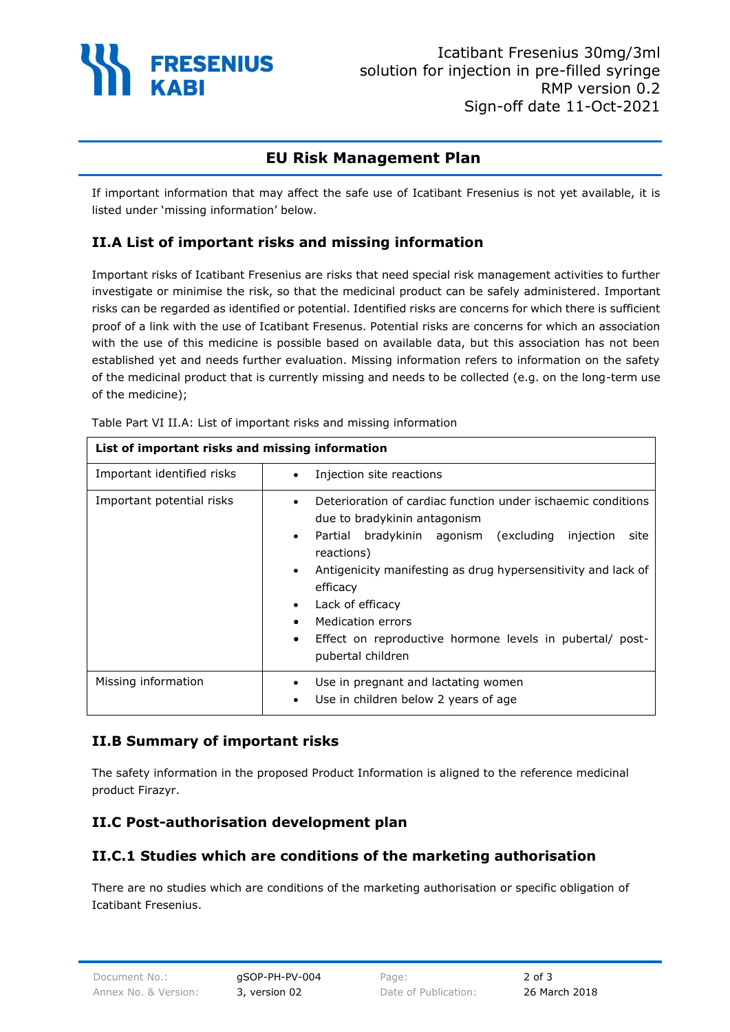If important information that may affect the safe use of Icatibant Fresenius is not yet available, it is listed under 'missing information' below.

## II.A List of important risks and missing information

Important risks of Icatibant Fresenius are risks that need special risk management activities to further investigate or minimise the risk, so that the medicinal product can be safely administered. Important risks can be regarded as identified or potential. Identified risks are concerns for which there is sufficient proof of a link with the use of Icatibant Fresenus. Potential risks are concerns for which an association with the use of this medicine is possible based on available data, but this association has not been established yet and needs further evaluation. Missing information refers to information on the safety of the medicinal product that is currently missing and needs to be collected (e.g. on the long-term use of the medicine);

Table Part VI II.A: List of important risks and missing information

| **List of important risks and missing information** | |
|---|---|
| Important identified risks | • Injection site reactions |
| Important potential risks | • Deterioration of cardiac function under ischaemic conditions due to bradykinin antagonism<br>• Partial bradykinin agonism (excluding injection site reactions)<br>• Antigenicity manifesting as drug hypersensitivity and lack of efficacy<br>• Lack of efficacy<br>• Medication errors<br>• Effect on reproductive hormone levels in pubertal/ post-pubertal children |
| Missing information | • Use in pregnant and lactating women<br>• Use in children below 2 years of age |

## II.B Summary of important risks

The safety information in the proposed Product Information is aligned to the reference medicinal product Firazyr.

## II.C Post-authorisation development plan

### II.C.1 Studies which are conditions of the marketing authorisation

There are no studies which are conditions of the marketing authorisation or specific obligation of Icatibant Fresenius.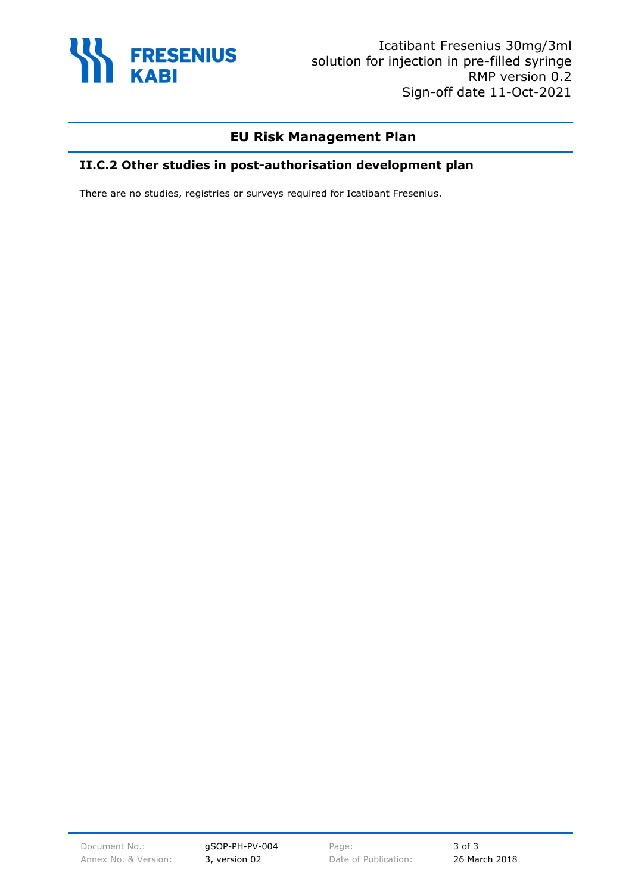## II.C.2 Other studies in post-authorisation development plan

There are no studies, registries or surveys required for Icatibant Fresenius.